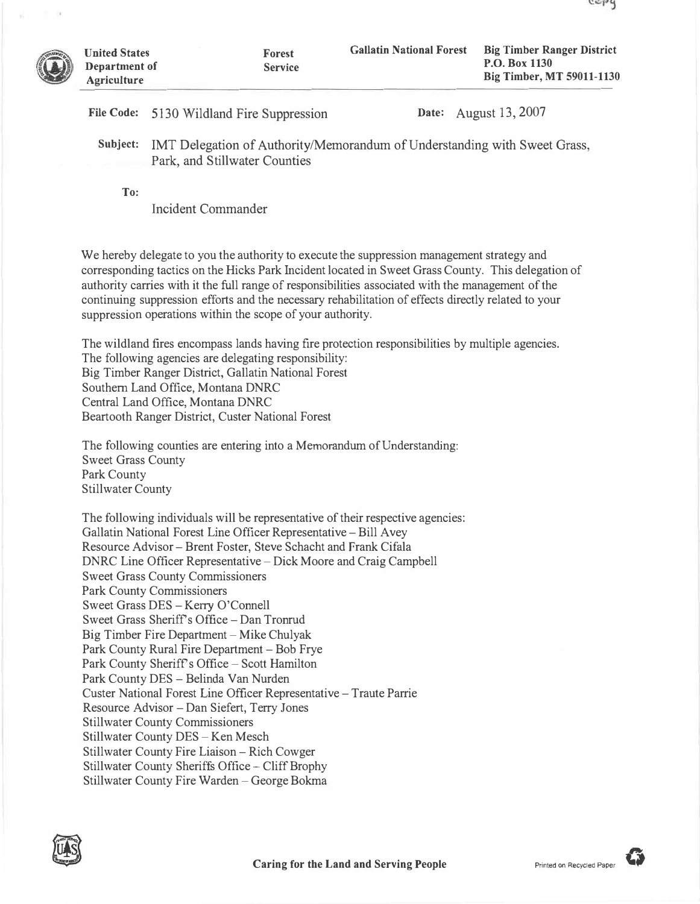United States Department of Agriculture | Forest Service | Gallatin National Forest | Big Timber Ranger District
P.O. Box 1130
Big Timber, MT 59011-1130

**File Code:** 5130 Wildland Fire Suppression **Date:** August 13, 2007

**Subject:** IMT Delegation of Authority/Memorandum of Understanding with Sweet Grass, Park, and Stillwater Counties

**To:**

Incident Commander

We hereby delegate to you the authority to execute the suppression management strategy and corresponding tactics on the Hicks Park Incident located in Sweet Grass County. This delegation of authority carries with it the full range of responsibilities associated with the management of the continuing suppression efforts and the necessary rehabilitation of effects directly related to your suppression operations within the scope of your authority.

The wildland fires encompass lands having fire protection responsibilities by multiple agencies. The following agencies are delegating responsibility:
Big Timber Ranger District, Gallatin National Forest
Southern Land Office, Montana DNRC
Central Land Office, Montana DNRC
Beartooth Ranger District, Custer National Forest

The following counties are entering into a Memorandum of Understanding:
Sweet Grass County
Park County
Stillwater County

The following individuals will be representative of their respective agencies:
Gallatin National Forest Line Officer Representative – Bill Avey
Resource Advisor – Brent Foster, Steve Schacht and Frank Cifala
DNRC Line Officer Representative – Dick Moore and Craig Campbell
Sweet Grass County Commissioners
Park County Commissioners
Sweet Grass DES – Kerry O'Connell
Sweet Grass Sheriff's Office – Dan Tronrud
Big Timber Fire Department – Mike Chulyak
Park County Rural Fire Department – Bob Frye
Park County Sheriff's Office – Scott Hamilton
Park County DES – Belinda Van Nurden
Custer National Forest Line Officer Representative – Traute Parrie
Resource Advisor – Dan Siefert, Terry Jones
Stillwater County Commissioners
Stillwater County DES – Ken Mesch
Stillwater County Fire Liaison – Rich Cowger
Stillwater County Sheriffs Office – Cliff Brophy
Stillwater County Fire Warden – George Bokma

Caring for the Land and Serving People | Printed on Recycled Paper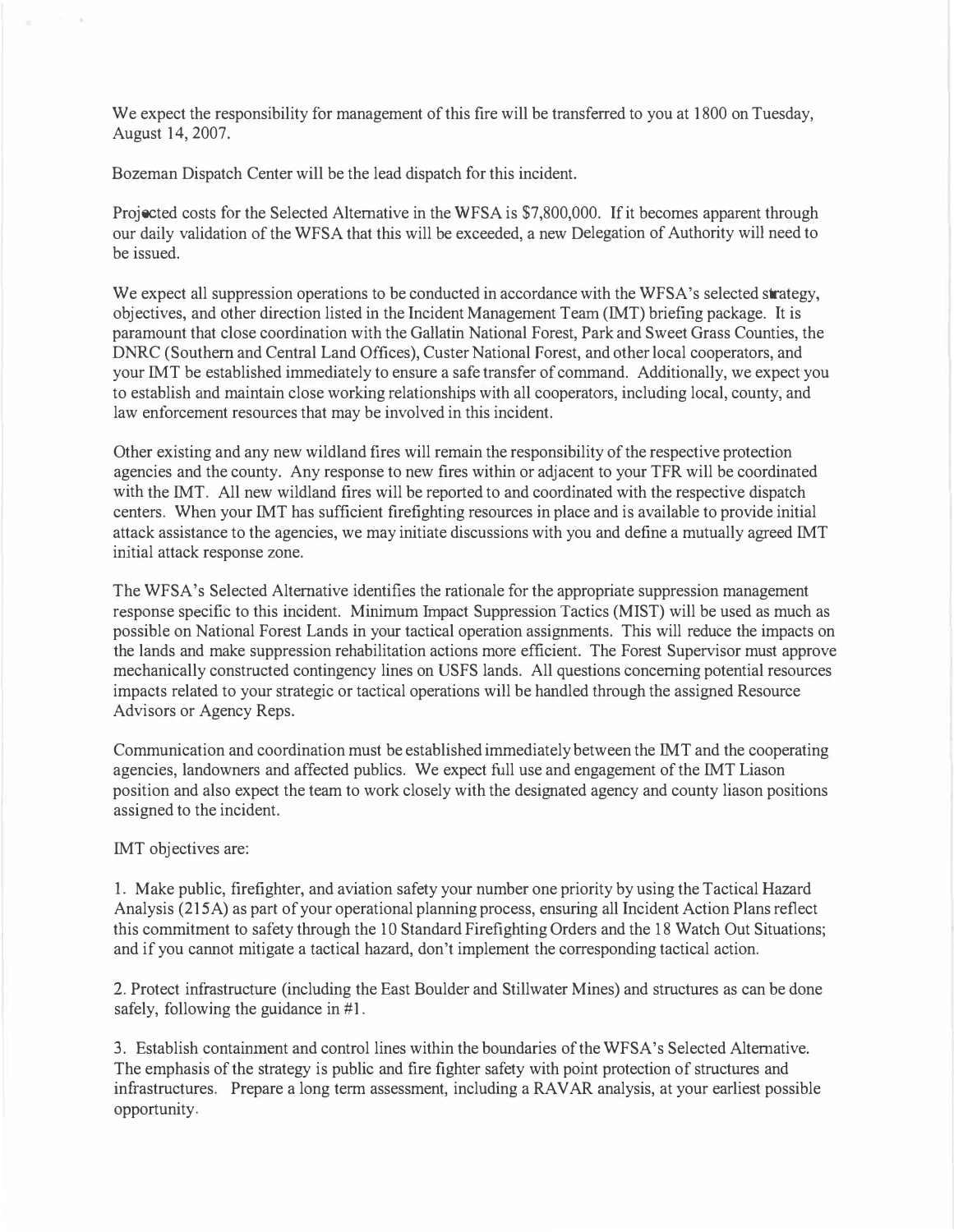We expect the responsibility for management of this fire will be transferred to you at 1800 on Tuesday, August 14, 2007.

Bozeman Dispatch Center will be the lead dispatch for this incident.

Projected costs for the Selected Alternative in the WFSA is $7,800,000. If it becomes apparent through our daily validation of the WFSA that this will be exceeded, a new Delegation of Authority will need to be issued.

We expect all suppression operations to be conducted in accordance with the WFSA's selected strategy, objectives, and other direction listed in the Incident Management Team (IMT) briefing package. It is paramount that close coordination with the Gallatin National Forest, Park and Sweet Grass Counties, the DNRC (Southern and Central Land Offices), Custer National Forest, and other local cooperators, and your IMT be established immediately to ensure a safe transfer of command. Additionally, we expect you to establish and maintain close working relationships with all cooperators, including local, county, and law enforcement resources that may be involved in this incident.

Other existing and any new wildland fires will remain the responsibility of the respective protection agencies and the county. Any response to new fires within or adjacent to your TFR will be coordinated with the IMT. All new wildland fires will be reported to and coordinated with the respective dispatch centers. When your IMT has sufficient firefighting resources in place and is available to provide initial attack assistance to the agencies, we may initiate discussions with you and define a mutually agreed IMT initial attack response zone.

The WFSA's Selected Alternative identifies the rationale for the appropriate suppression management response specific to this incident. Minimum Impact Suppression Tactics (MIST) will be used as much as possible on National Forest Lands in your tactical operation assignments. This will reduce the impacts on the lands and make suppression rehabilitation actions more efficient. The Forest Supervisor must approve mechanically constructed contingency lines on USFS lands. All questions concerning potential resources impacts related to your strategic or tactical operations will be handled through the assigned Resource Advisors or Agency Reps.

Communication and coordination must be established immediately between the IMT and the cooperating agencies, landowners and affected publics. We expect full use and engagement of the IMT Liason position and also expect the team to work closely with the designated agency and county liason positions assigned to the incident.

IMT objectives are:

1. Make public, firefighter, and aviation safety your number one priority by using the Tactical Hazard Analysis (215A) as part of your operational planning process, ensuring all Incident Action Plans reflect this commitment to safety through the 10 Standard Firefighting Orders and the 18 Watch Out Situations; and if you cannot mitigate a tactical hazard, don't implement the corresponding tactical action.

2. Protect infrastructure (including the East Boulder and Stillwater Mines) and structures as can be done safely, following the guidance in #1.

3. Establish containment and control lines within the boundaries of the WFSA's Selected Alternative. The emphasis of the strategy is public and fire fighter safety with point protection of structures and infrastructures. Prepare a long term assessment, including a RAVAR analysis, at your earliest possible opportunity.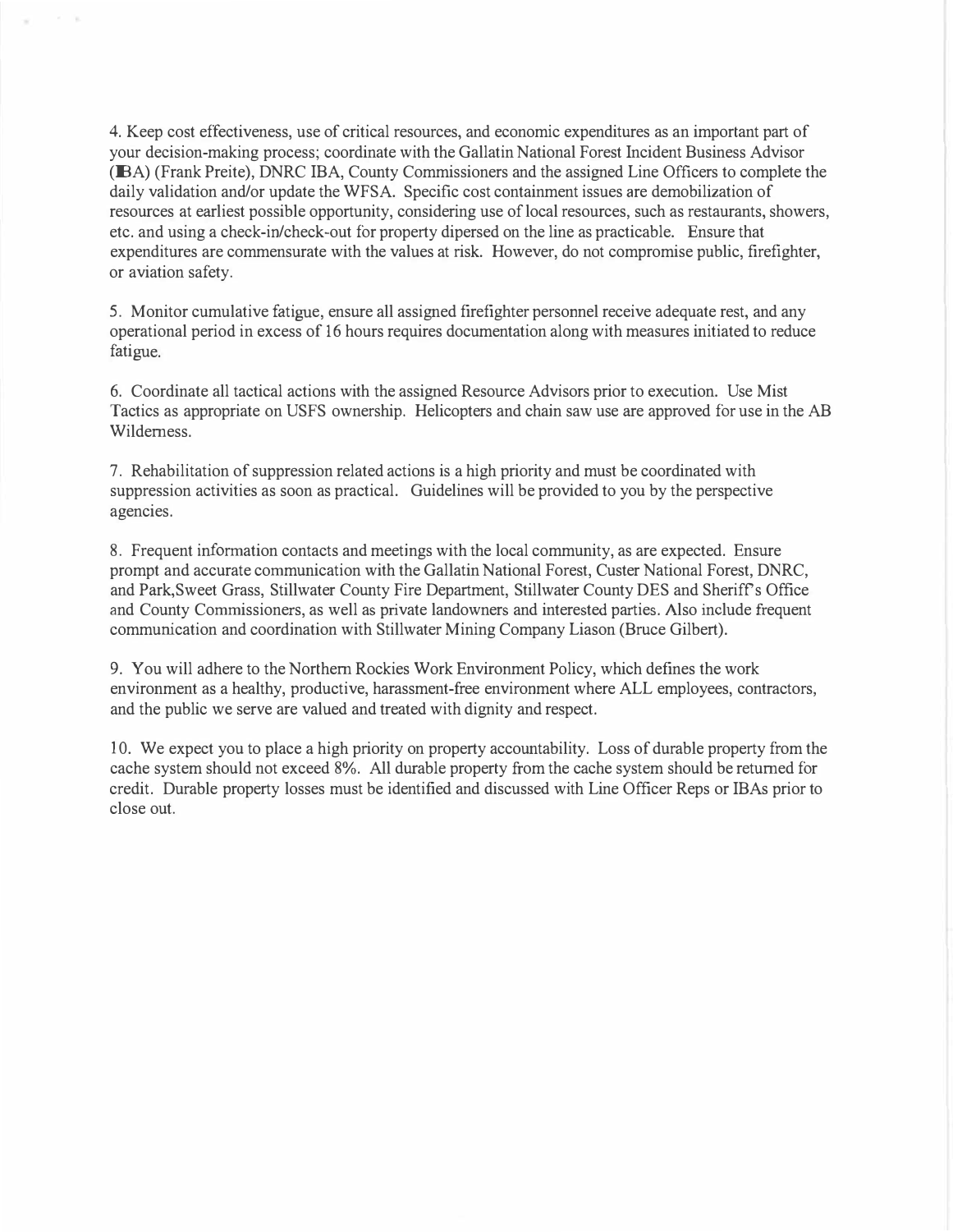4. Keep cost effectiveness, use of critical resources, and economic expenditures as an important part of your decision-making process; coordinate with the Gallatin National Forest Incident Business Advisor (IBA) (Frank Preite), DNRC IBA, County Commissioners and the assigned Line Officers to complete the daily validation and/or update the WFSA. Specific cost containment issues are demobilization of resources at earliest possible opportunity, considering use of local resources, such as restaurants, showers, etc. and using a check-in/check-out for property dipersed on the line as practicable. Ensure that expenditures are commensurate with the values at risk. However, do not compromise public, firefighter, or aviation safety.

5. Monitor cumulative fatigue, ensure all assigned firefighter personnel receive adequate rest, and any operational period in excess of 16 hours requires documentation along with measures initiated to reduce fatigue.

6. Coordinate all tactical actions with the assigned Resource Advisors prior to execution. Use Mist Tactics as appropriate on USFS ownership. Helicopters and chain saw use are approved for use in the AB Wilderness.

7. Rehabilitation of suppression related actions is a high priority and must be coordinated with suppression activities as soon as practical. Guidelines will be provided to you by the perspective agencies.

8. Frequent information contacts and meetings with the local community, as are expected. Ensure prompt and accurate communication with the Gallatin National Forest, Custer National Forest, DNRC, and Park,Sweet Grass, Stillwater County Fire Department, Stillwater County DES and Sheriff's Office and County Commissioners, as well as private landowners and interested parties. Also include frequent communication and coordination with Stillwater Mining Company Liason (Bruce Gilbert).

9. You will adhere to the Northern Rockies Work Environment Policy, which defines the work environment as a healthy, productive, harassment-free environment where ALL employees, contractors, and the public we serve are valued and treated with dignity and respect.

10. We expect you to place a high priority on property accountability. Loss of durable property from the cache system should not exceed 8%. All durable property from the cache system should be returned for credit. Durable property losses must be identified and discussed with Line Officer Reps or IBAs prior to close out.